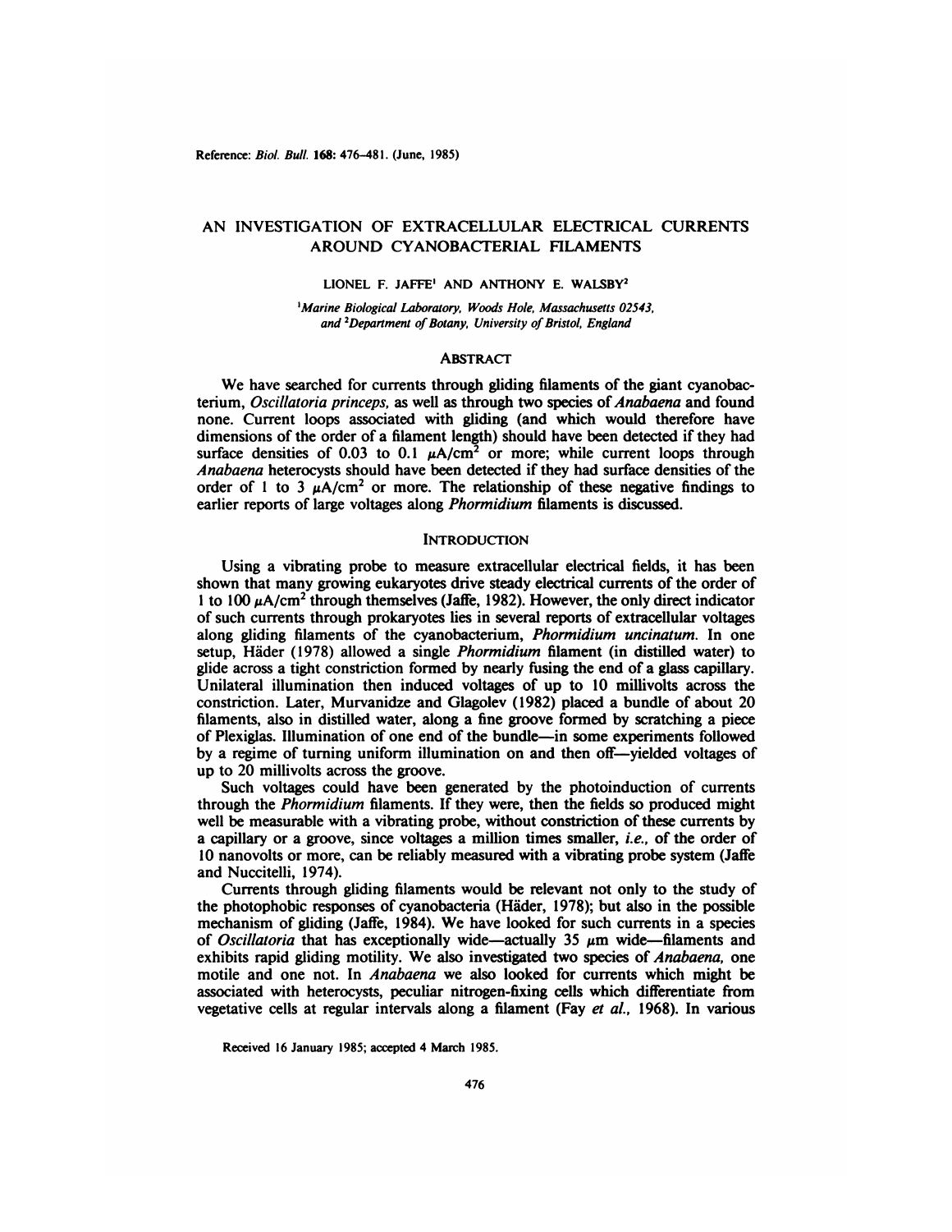Reference: *Biol. Bull.* **168:** 476–481. (June, 1985)

# AN INVESTIGATION OF EXTRACELLULAR ELECTRICAL CURRENTS AROUND CYANOBACTERIAL FILAMENTS

LIONEL F. JAFFE[1] AND ANTHONY E. WALSBY[2]

[1]*Marine Biological Laboratory, Woods Hole, Massachusetts 02543,* and [2]*Department of Botany, University of Bristol, England*

## ABSTRACT

We have searched for currents through gliding filaments of the giant cyanobacterium, *Oscillatoria princeps,* as well as through two species of *Anabaena* and found none. Current loops associated with gliding (and which would therefore have dimensions of the order of a filament length) should have been detected if they had surface densities of 0.03 to 0.1 $\mu A/cm^2$ or more; while current loops through *Anabaena* heterocysts should have been detected if they had surface densities of the order of 1 to 3 $\mu A/cm^2$ or more. The relationship of these negative findings to earlier reports of large voltages along *Phormidium* filaments is discussed.

## INTRODUCTION

Using a vibrating probe to measure extracellular electrical fields, it has been shown that many growing eukaryotes drive steady electrical currents of the order of 1 to 100 $\mu A/cm^2$ through themselves (Jaffe, 1982). However, the only direct indicator of such currents through prokaryotes lies in several reports of extracellular voltages along gliding filaments of the cyanobacterium, *Phormidium uncinatum.* In one setup, Häder (1978) allowed a single *Phormidium* filament (in distilled water) to glide across a tight constriction formed by nearly fusing the end of a glass capillary. Unilateral illumination then induced voltages of up to 10 millivolts across the constriction. Later, Murvanidze and Glagolev (1982) placed a bundle of about 20 filaments, also in distilled water, along a fine groove formed by scratching a piece of Plexiglas. Illumination of one end of the bundle—in some experiments followed by a regime of turning uniform illumination on and then off—yielded voltages of up to 20 millivolts across the groove.

Such voltages could have been generated by the photoinduction of currents through the *Phormidium* filaments. If they were, then the fields so produced might well be measurable with a vibrating probe, without constriction of these currents by a capillary or a groove, since voltages a million times smaller, *i.e.,* of the order of 10 nanovolts or more, can be reliably measured with a vibrating probe system (Jaffe and Nuccitelli, 1974).

Currents through gliding filaments would be relevant not only to the study of the photophobic responses of cyanobacteria (Häder, 1978); but also in the possible mechanism of gliding (Jaffe, 1984). We have looked for such currents in a species of *Oscillatoria* that has exceptionally wide—actually 35 $\mu m$ wide—filaments and exhibits rapid gliding motility. We also investigated two species of *Anabaena,* one motile and one not. In *Anabaena* we also looked for currents which might be associated with heterocysts, peculiar nitrogen-fixing cells which differentiate from vegetative cells at regular intervals along a filament (Fay *et al.,* 1968). In various

Received 16 January 1985; accepted 4 March 1985.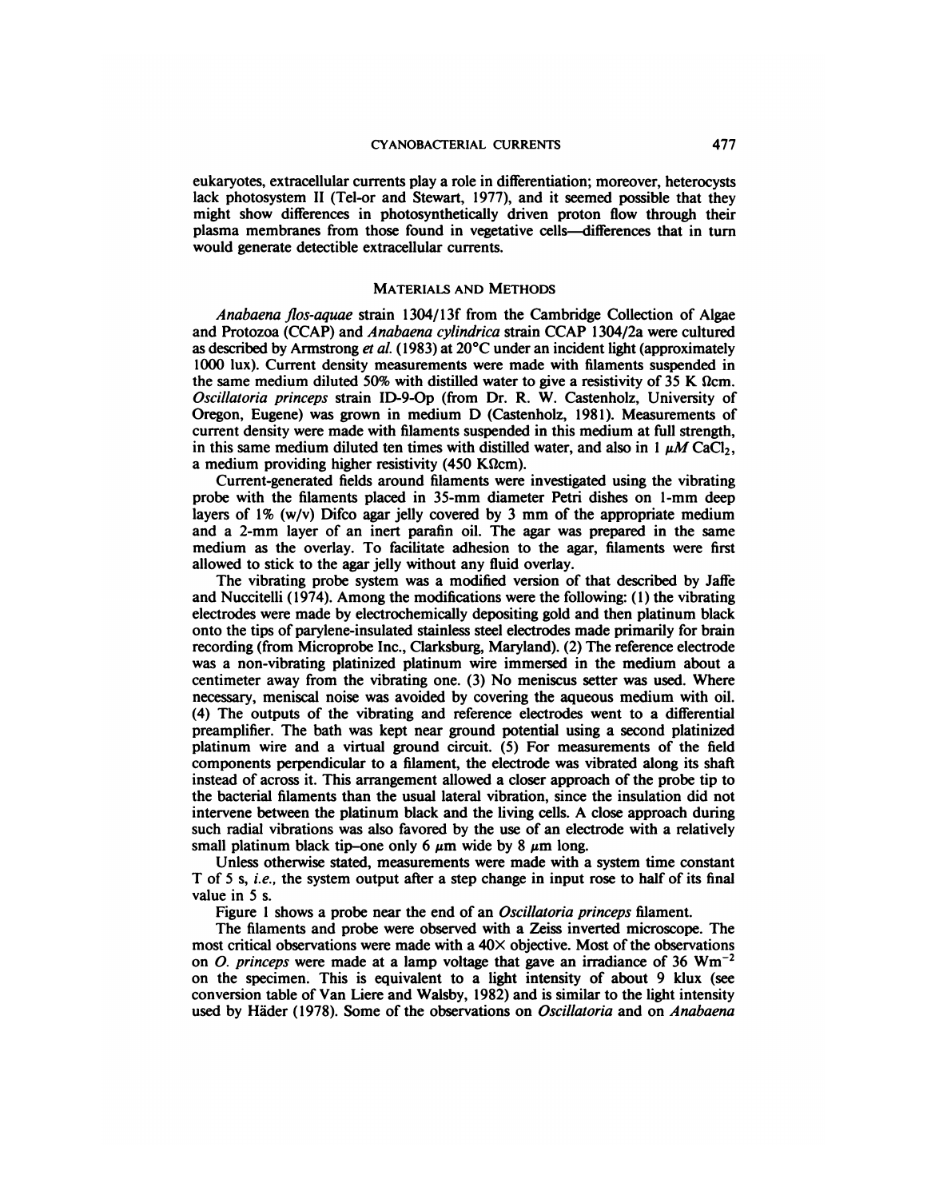eukaryotes, extracellular currents play a role in differentiation; moreover, heterocysts lack photosystem II (Tel-or and Stewart, 1977), and it seemed possible that they might show differences in photosynthetically driven proton flow through their plasma membranes from those found in vegetative cells—differences that in turn would generate detectible extracellular currents.

## MATERIALS AND METHODS

*Anabaena flos-aquae* strain 1304/13f from the Cambridge Collection of Algae and Protozoa (CCAP) and *Anabaena cylindrica* strain CCAP 1304/2a were cultured as described by Armstrong *et al.* (1983) at 20°C under an incident light (approximately 1000 lux). Current density measurements were made with filaments suspended in the same medium diluted 50% with distilled water to give a resistivity of 35 K Ωcm. *Oscillatoria princeps* strain ID-9-Op (from Dr. R. W. Castenholz, University of Oregon, Eugene) was grown in medium D (Castenholz, 1981). Measurements of current density were made with filaments suspended in this medium at full strength, in this same medium diluted ten times with distilled water, and also in 1 $\mu M$ $CaCl_2$, a medium providing higher resistivity (450 KΩcm).

Current-generated fields around filaments were investigated using the vibrating probe with the filaments placed in 35-mm diameter Petri dishes on 1-mm deep layers of 1% (w/v) Difco agar jelly covered by 3 mm of the appropriate medium and a 2-mm layer of an inert parafin oil. The agar was prepared in the same medium as the overlay. To facilitate adhesion to the agar, filaments were first allowed to stick to the agar jelly without any fluid overlay.

The vibrating probe system was a modified version of that described by Jaffe and Nuccitelli (1974). Among the modifications were the following: (1) the vibrating electrodes were made by electrochemically depositing gold and then platinum black onto the tips of parylene-insulated stainless steel electrodes made primarily for brain recording (from Microprobe Inc., Clarksburg, Maryland). (2) The reference electrode was a non-vibrating platinized platinum wire immersed in the medium about a centimeter away from the vibrating one. (3) No meniscus setter was used. Where necessary, meniscal noise was avoided by covering the aqueous medium with oil. (4) The outputs of the vibrating and reference electrodes went to a differential preamplifier. The bath was kept near ground potential using a second platinized platinum wire and a virtual ground circuit. (5) For measurements of the field components perpendicular to a filament, the electrode was vibrated along its shaft instead of across it. This arrangement allowed a closer approach of the probe tip to the bacterial filaments than the usual lateral vibration, since the insulation did not intervene between the platinum black and the living cells. A close approach during such radial vibrations was also favored by the use of an electrode with a relatively small platinum black tip–one only 6 $\mu$m wide by 8 $\mu$m long.

Unless otherwise stated, measurements were made with a system time constant T of 5 s, *i.e.*, the system output after a step change in input rose to half of its final value in 5 s.

Figure 1 shows a probe near the end of an *Oscillatoria princeps* filament.

The filaments and probe were observed with a Zeiss inverted microscope. The most critical observations were made with a 40× objective. Most of the observations on *O. princeps* were made at a lamp voltage that gave an irradiance of 36 $Wm^{-2}$ on the specimen. This is equivalent to a light intensity of about 9 klux (see conversion table of Van Liere and Walsby, 1982) and is similar to the light intensity used by Häder (1978). Some of the observations on *Oscillatoria* and on *Anabaena*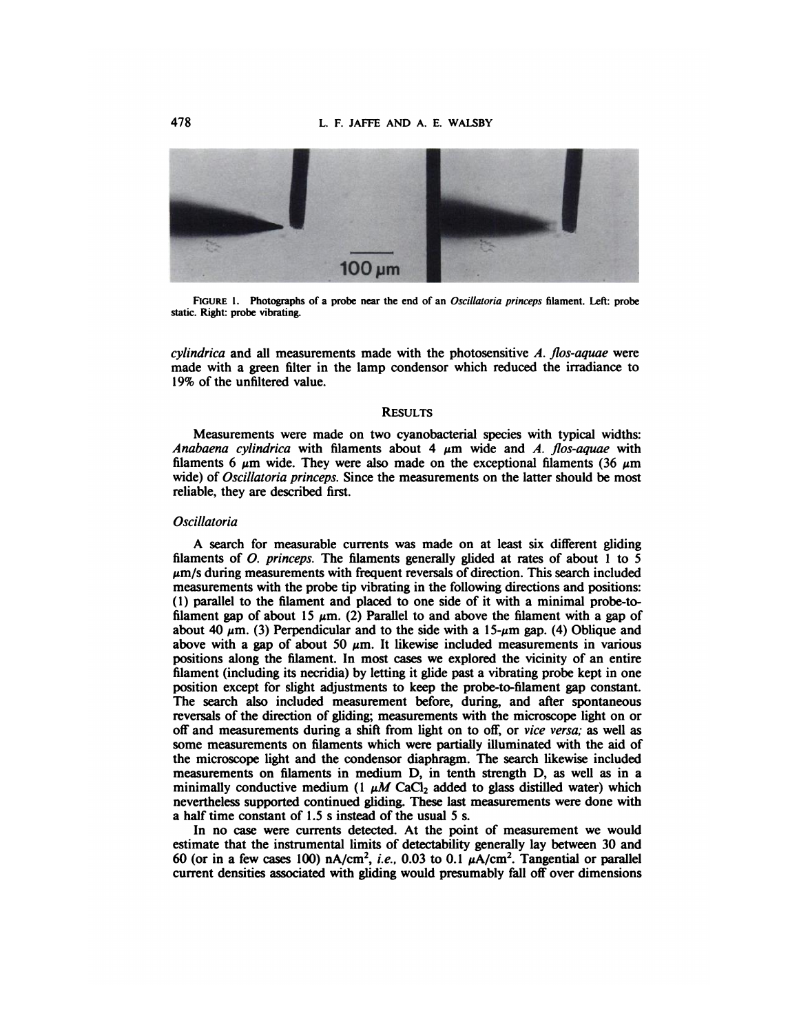FIGURE 1. Photographs of a probe near the end of an *Oscillatoria princeps* filament. Left: probe static. Right: probe vibrating.

*cylindrica* and all measurements made with the photosensitive *A. flos-aquae* were made with a green filter in the lamp condensor which reduced the irradiance to 19% of the unfiltered value.

## RESULTS

Measurements were made on two cyanobacterial species with typical widths: *Anabaena cylindrica* with filaments about 4 μm wide and *A. flos-aquae* with filaments 6 μm wide. They were also made on the exceptional filaments (36 μm wide) of *Oscillatoria princeps*. Since the measurements on the latter should be most reliable, they are described first.

### *Oscillatoria*

A search for measurable currents was made on at least six different gliding filaments of *O. princeps*. The filaments generally glided at rates of about 1 to 5 μm/s during measurements with frequent reversals of direction. This search included measurements with the probe tip vibrating in the following directions and positions: (1) parallel to the filament and placed to one side of it with a minimal probe-to-filament gap of about 15 μm. (2) Parallel to and above the filament with a gap of about 40 μm. (3) Perpendicular and to the side with a 15-μm gap. (4) Oblique and above with a gap of about 50 μm. It likewise included measurements in various positions along the filament. In most cases we explored the vicinity of an entire filament (including its necridia) by letting it glide past a vibrating probe kept in one position except for slight adjustments to keep the probe-to-filament gap constant. The search also included measurement before, during, and after spontaneous reversals of the direction of gliding; measurements with the microscope light on or off and measurements during a shift from light on to off, or *vice versa;* as well as some measurements on filaments which were partially illuminated with the aid of the microscope light and the condensor diaphragm. The search likewise included measurements on filaments in medium D, in tenth strength D, as well as in a minimally conductive medium (1 μ*M* $CaCl_2$ added to glass distilled water) which nevertheless supported continued gliding. These last measurements were done with a half time constant of 1.5 s instead of the usual 5 s.

In no case were currents detected. At the point of measurement we would estimate that the instrumental limits of detectability generally lay between 30 and 60 (or in a few cases 100) $nA/cm^2$, *i.e.,* 0.03 to 0.1 $\mu A/cm^2$. Tangential or parallel current densities associated with gliding would presumably fall off over dimensions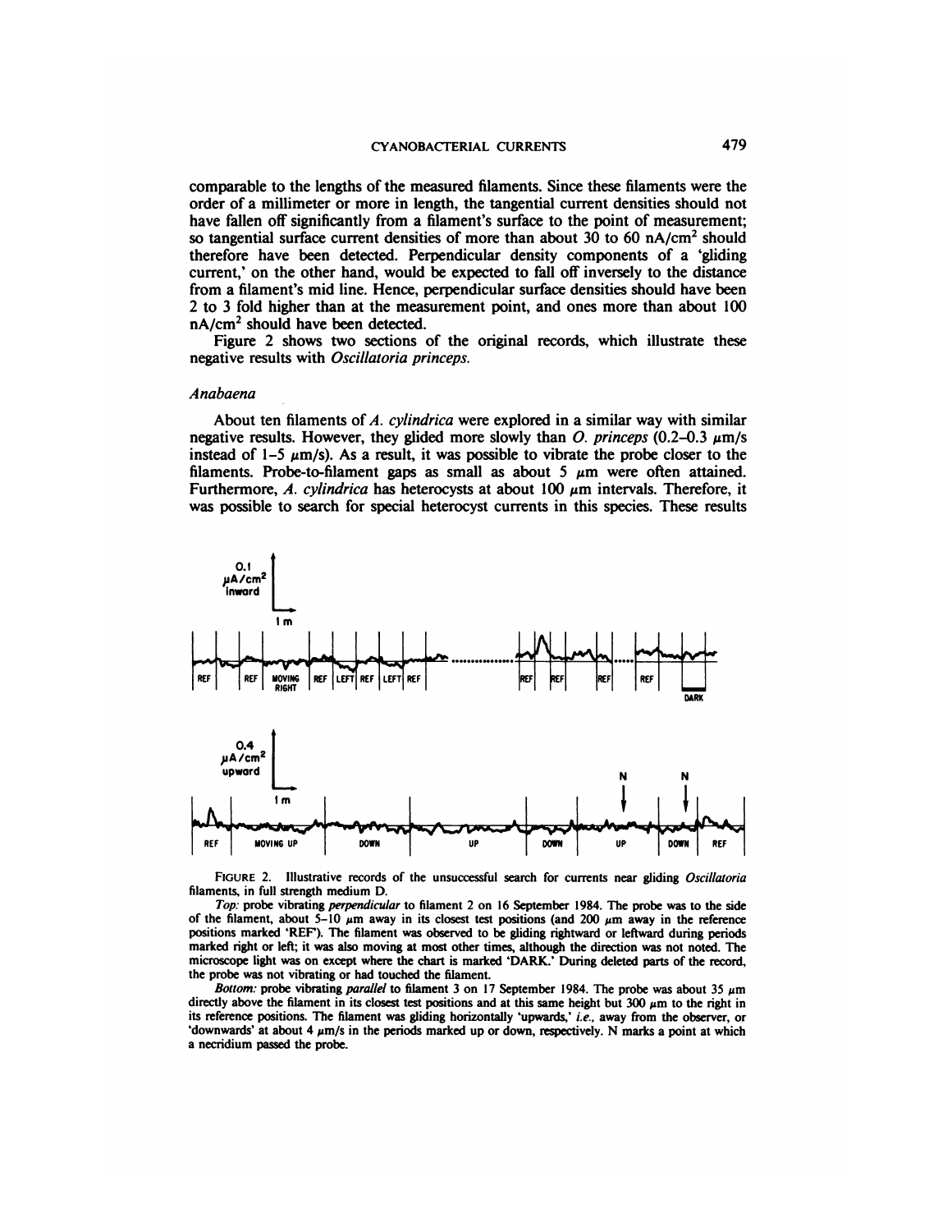comparable to the lengths of the measured filaments. Since these filaments were the order of a millimeter or more in length, the tangential current densities should not have fallen off significantly from a filament's surface to the point of measurement; so tangential surface current densities of more than about 30 to 60 $nA/cm^2$ should therefore have been detected. Perpendicular density components of a 'gliding current,' on the other hand, would be expected to fall off inversely to the distance from a filament's mid line. Hence, perpendicular surface densities should have been 2 to 3 fold higher than at the measurement point, and ones more than about 100 $nA/cm^2$ should have been detected.

Figure 2 shows two sections of the original records, which illustrate these negative results with *Oscillatoria princeps*.

### *Anabaena*

About ten filaments of *A. cylindrica* were explored in a similar way with similar negative results. However, they glided more slowly than *O. princeps* (0.2–0.3 μm/s instead of 1–5 μm/s). As a result, it was possible to vibrate the probe closer to the filaments. Probe-to-filament gaps as small as about 5 μm were often attained. Furthermore, *A. cylindrica* has heterocysts at about 100 μm intervals. Therefore, it was possible to search for special heterocyst currents in this species. These results

FIGURE 2. Illustrative records of the unsuccessful search for currents near gliding *Oscillatoria* filaments, in full strength medium D.

*Top:* probe vibrating *perpendicular* to filament 2 on 16 September 1984. The probe was to the side of the filament, about 5–10 μm away in its closest test positions (and 200 μm away in the reference positions marked 'REF'). The filament was observed to be gliding rightward or leftward during periods marked right or left; it was also moving at most other times, although the direction was not noted. The microscope light was on except where the chart is marked 'DARK.' During deleted parts of the record, the probe was not vibrating or had touched the filament.

*Bottom:* probe vibrating *parallel* to filament 3 on 17 September 1984. The probe was about 35 μm directly above the filament in its closest test positions and at this same height but 300 μm to the right in its reference positions. The filament was gliding horizontally 'upwards,' *i.e.*, away from the observer, or 'downwards' at about 4 μm/s in the periods marked up or down, respectively. N marks a point at which a necridium passed the probe.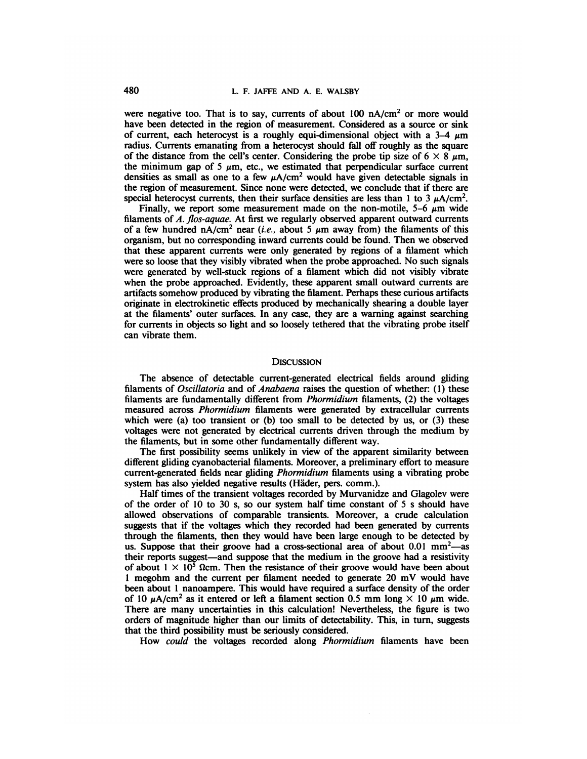were negative too. That is to say, currents of about 100 nA/cm$^2$ or more would have been detected in the region of measurement. Considered as a source or sink of current, each heterocyst is a roughly equi-dimensional object with a 3–4 $\mu$m radius. Currents emanating from a heterocyst should fall off roughly as the square of the distance from the cell's center. Considering the probe tip size of 6 × 8 $\mu$m, the minimum gap of 5 $\mu$m, etc., we estimated that perpendicular surface current densities as small as one to a few $\mu$A/cm$^2$ would have given detectable signals in the region of measurement. Since none were detected, we conclude that if there are special heterocyst currents, then their surface densities are less than 1 to 3 $\mu$A/cm$^2$.

Finally, we report some measurement made on the non-motile, 5–6 $\mu$m wide filaments of *A. flos-aquae*. At first we regularly observed apparent outward currents of a few hundred nA/cm$^2$ near (*i.e.*, about 5 $\mu$m away from) the filaments of this organism, but no corresponding inward currents could be found. Then we observed that these apparent currents were only generated by regions of a filament which were so loose that they visibly vibrated when the probe approached. No such signals were generated by well-stuck regions of a filament which did not visibly vibrate when the probe approached. Evidently, these apparent small outward currents are artifacts somehow produced by vibrating the filament. Perhaps these curious artifacts originate in electrokinetic effects produced by mechanically shearing a double layer at the filaments' outer surfaces. In any case, they are a warning against searching for currents in objects so light and so loosely tethered that the vibrating probe itself can vibrate them.

## Discussion

The absence of detectable current-generated electrical fields around gliding filaments of *Oscillatoria* and of *Anabaena* raises the question of whether: (1) these filaments are fundamentally different from *Phormidium* filaments, (2) the voltages measured across *Phormidium* filaments were generated by extracellular currents which were (a) too transient or (b) too small to be detected by us, or (3) these voltages were not generated by electrical currents driven through the medium by the filaments, but in some other fundamentally different way.

The first possibility seems unlikely in view of the apparent similarity between different gliding cyanobacterial filaments. Moreover, a preliminary effort to measure current-generated fields near gliding *Phormidium* filaments using a vibrating probe system has also yielded negative results (Häder, pers. comm.).

Half times of the transient voltages recorded by Murvanidze and Glagolev were of the order of 10 to 30 s, so our system half time constant of 5 s should have allowed observations of comparable transients. Moreover, a crude calculation suggests that if the voltages which they recorded had been generated by currents through the filaments, then they would have been large enough to be detected by us. Suppose that their groove had a cross-sectional area of about 0.01 mm$^2$—as their reports suggest—and suppose that the medium in the groove had a resistivity of about $1 \times 10^5$ Ωcm. Then the resistance of their groove would have been about 1 megohm and the current per filament needed to generate 20 mV would have been about 1 nanoampere. This would have required a surface density of the order of 10 $\mu$A/cm$^2$ as it entered or left a filament section 0.5 mm long × 10 $\mu$m wide. There are many uncertainties in this calculation! Nevertheless, the figure is two orders of magnitude higher than our limits of detectability. This, in turn, suggests that the third possibility must be seriously considered.

How *could* the voltages recorded along *Phormidium* filaments have been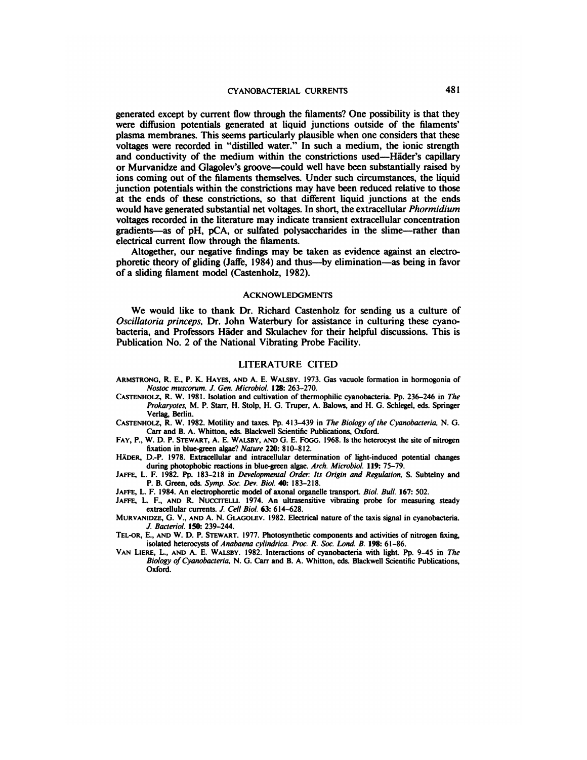generated except by current flow through the filaments? One possibility is that they were diffusion potentials generated at liquid junctions outside of the filaments' plasma membranes. This seems particularly plausible when one considers that these voltages were recorded in "distilled water." In such a medium, the ionic strength and conductivity of the medium within the constrictions used—Häder's capillary or Murvanidze and Glagolev's groove—could well have been substantially raised by ions coming out of the filaments themselves. Under such circumstances, the liquid junction potentials within the constrictions may have been reduced relative to those at the ends of these constrictions, so that different liquid junctions at the ends would have generated substantial net voltages. In short, the extracellular *Phormidium* voltages recorded in the literature may indicate transient extracellular concentration gradients—as of pH, pCA, or sulfated polysaccharides in the slime—rather than electrical current flow through the filaments.

Altogether, our negative findings may be taken as evidence against an electrophoretic theory of gliding (Jaffe, 1984) and thus—by elimination—as being in favor of a sliding filament model (Castenholz, 1982).

## ACKNOWLEDGMENTS

We would like to thank Dr. Richard Castenholz for sending us a culture of *Oscillatoria princeps*, Dr. John Waterbury for assistance in culturing these cyanobacteria, and Professors Häder and Skulachev for their helpful discussions. This is Publication No. 2 of the National Vibrating Probe Facility.

## LITERATURE CITED

Armstrong, R. E., P. K. Hayes, and A. E. Walsby. 1973. Gas vacuole formation in hormogonia of *Nostoc muscorum*. *J. Gen. Microbiol.* **128**: 263–270.

Castenholz, R. W. 1981. Isolation and cultivation of thermophilic cyanobacteria. Pp. 236–246 in *The Prokaryotes*, M. P. Starr, H. Stolp, H. G. Truper, A. Balows, and H. G. Schlegel, eds. Springer Verlag, Berlin.

Castenholz, R. W. 1982. Motility and taxes. Pp. 413–439 in *The Biology of the Cyanobacteria*, N. G. Carr and B. A. Whitton, eds. Blackwell Scientific Publications, Oxford.

Fay, P., W. D. P. Stewart, A. E. Walsby, and G. E. Fogg. 1968. Is the heterocyst the site of nitrogen fixation in blue-green algae? *Nature* **220**: 810–812.

Häder, D.-P. 1978. Extracellular and intracellular determination of light-induced potential changes during photophobic reactions in blue-green algae. *Arch. Microbiol.* **119**: 75–79.

Jaffe, L. F. 1982. Pp. 183–218 in *Developmental Order: Its Origin and Regulation*, S. Subtelny and P. B. Green, eds. *Symp. Soc. Dev. Biol.* **40**: 183–218.

Jaffe, L. F. 1984. An electrophoretic model of axonal organelle transport. *Biol. Bull.* **167**: 502.

Jaffe, L. F., and R. Nuccitelli. 1974. An ultrasensitive vibrating probe for measuring steady extracellular currents. *J. Cell Biol.* **63**: 614–628.

Murvanidze, G. V., and A. N. Glagolev. 1982. Electrical nature of the taxis signal in cyanobacteria. *J. Bacteriol.* **150**: 239–244.

Tel-or, E., and W. D. P. Stewart. 1977. Photosynthetic components and activities of nitrogen fixing, isolated heterocysts of *Anabaena cylindrica*. *Proc. R. Soc. Lond. B.* **198**: 61–86.

Van Liere, L., and A. E. Walsby. 1982. Interactions of cyanobacteria with light. Pp. 9–45 in *The Biology of Cyanobacteria*, N. G. Carr and B. A. Whitton, eds. Blackwell Scientific Publications, Oxford.